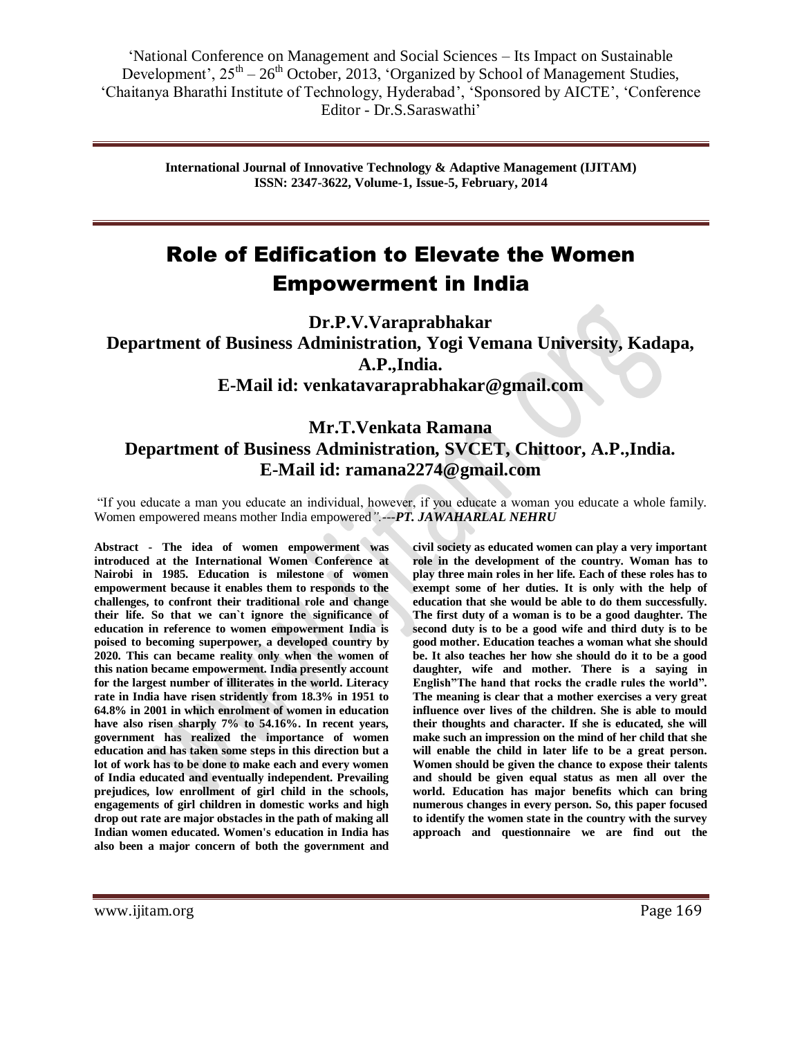# Role of Edification to Elevate the Women Empowerment in India

**Dr.P.V.Varaprabhakar**
**Department of Business Administration, Yogi Vemana University, Kadapa, A.P.,India.**
**E-Mail id: venkatavaraprabhakar@gmail.com**

**Mr.T.Venkata Ramana**
**Department of Business Administration, SVCET, Chittoor, A.P.,India.**
**E-Mail id: ramana2274@gmail.com**

"If you educate a man you educate an individual, however, if you educate a woman you educate a whole family. Women empowered means mother India empowered".---***PT. JAWAHARLAL NEHRU***

**Abstract - The idea of women empowerment was introduced at the International Women Conference at Nairobi in 1985. Education is milestone of women empowerment because it enables them to responds to the challenges, to confront their traditional role and change their life. So that we can`t ignore the significance of education in reference to women empowerment India is poised to becoming superpower, a developed country by 2020. This can became reality only when the women of this nation became empowerment. India presently account for the largest number of illiterates in the world. Literacy rate in India have risen stridently from 18.3% in 1951 to 64.8% in 2001 in which enrolment of women in education have also risen sharply 7% to 54.16%. In recent years, government has realized the importance of women education and has taken some steps in this direction but a lot of work has to be done to make each and every women of India educated and eventually independent. Prevailing prejudices, low enrollment of girl child in the schools, engagements of girl children in domestic works and high drop out rate are major obstacles in the path of making all Indian women educated. Women's education in India has also been a major concern of both the government and civil society as educated women can play a very important role in the development of the country. Woman has to play three main roles in her life. Each of these roles has to exempt some of her duties. It is only with the help of education that she would be able to do them successfully. The first duty of a woman is to be a good daughter. The second duty is to be a good wife and third duty is to be good mother. Education teaches a woman what she should be. It also teaches her how she should do it to be a good daughter, wife and mother. There is a saying in English"The hand that rocks the cradle rules the world". The meaning is clear that a mother exercises a very great influence over lives of the children. She is able to mould their thoughts and character. If she is educated, she will make such an impression on the mind of her child that she will enable the child in later life to be a great person. Women should be given the chance to expose their talents and should be given equal status as men all over the world. Education has major benefits which can bring numerous changes in every person. So, this paper focused to identify the women state in the country with the survey approach and questionnaire we are find out the**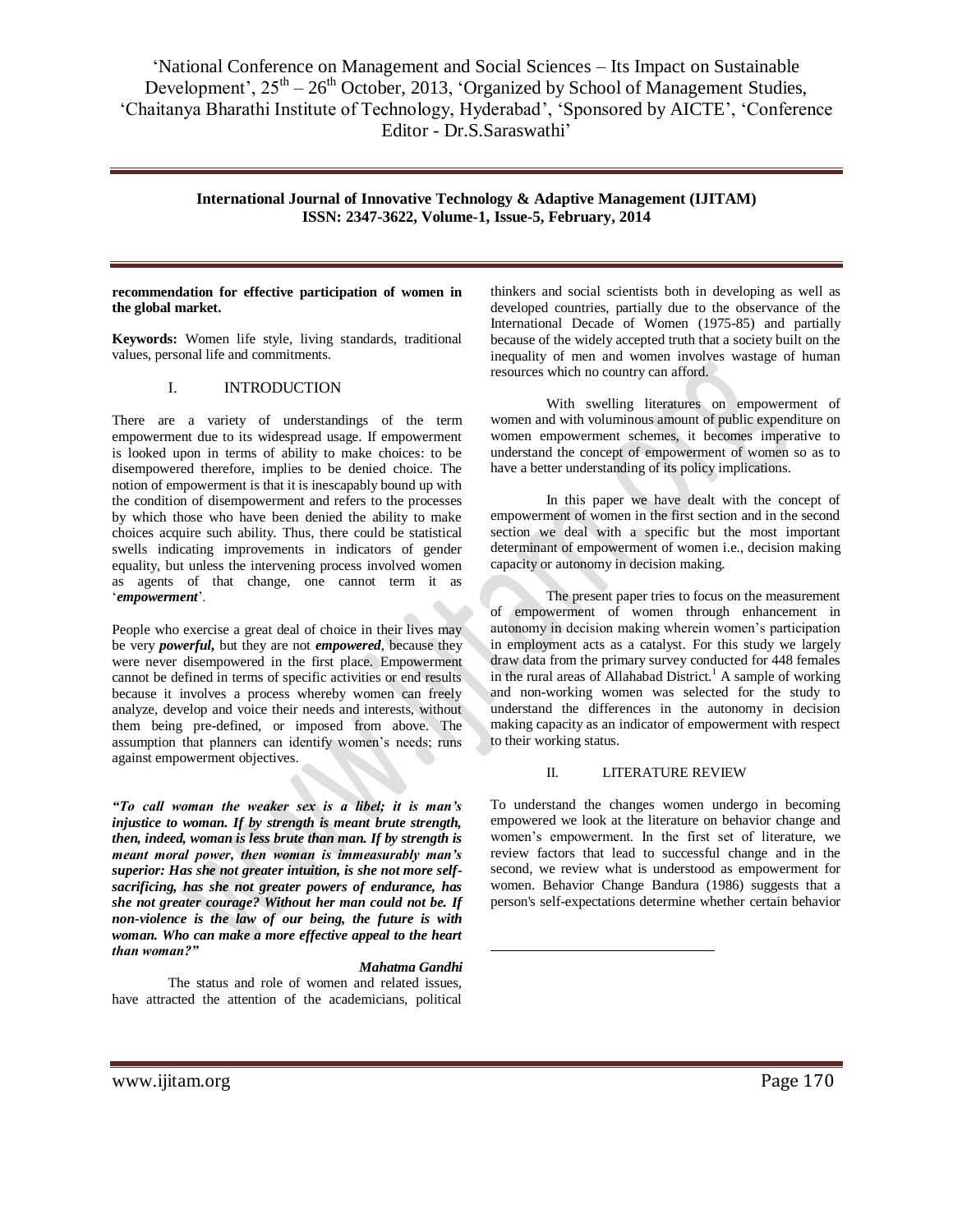**recommendation for effective participation of women in the global market.**

**Keywords:** Women life style, living standards, traditional values, personal life and commitments.

## I. INTRODUCTION

There are a variety of understandings of the term empowerment due to its widespread usage. If empowerment is looked upon in terms of ability to make choices: to be disempowered therefore, implies to be denied choice. The notion of empowerment is that it is inescapably bound up with the condition of disempowerment and refers to the processes by which those who have been denied the ability to make choices acquire such ability. Thus, there could be statistical swells indicating improvements in indicators of gender equality, but unless the intervening process involved women as agents of that change, one cannot term it as '***empowerment***'.

People who exercise a great deal of choice in their lives may be very ***powerful***, but they are not ***empowered***, because they were never disempowered in the first place. Empowerment cannot be defined in terms of specific activities or end results because it involves a process whereby women can freely analyze, develop and voice their needs and interests, without them being pre-defined, or imposed from above. The assumption that planners can identify women's needs; runs against empowerment objectives.

***"To call woman the weaker sex is a libel; it is man's injustice to woman. If by strength is meant brute strength, then, indeed, woman is less brute than man. If by strength is meant moral power, then woman is immeasurably man's superior: Has she not greater intuition, is she not more self-sacrificing, has she not greater powers of endurance, has she not greater courage? Without her man could not be. If non-violence is the law of our being, the future is with woman. Who can make a more effective appeal to the heart than woman?"***

***Mahatma Gandhi***

The status and role of women and related issues, have attracted the attention of the academicians, political thinkers and social scientists both in developing as well as developed countries, partially due to the observance of the International Decade of Women (1975-85) and partially because of the widely accepted truth that a society built on the inequality of men and women involves wastage of human resources which no country can afford.

With swelling literatures on empowerment of women and with voluminous amount of public expenditure on women empowerment schemes, it becomes imperative to understand the concept of empowerment of women so as to have a better understanding of its policy implications.

In this paper we have dealt with the concept of empowerment of women in the first section and in the second section we deal with a specific but the most important determinant of empowerment of women i.e., decision making capacity or autonomy in decision making.

The present paper tries to focus on the measurement of empowerment of women through enhancement in autonomy in decision making wherein women's participation in employment acts as a catalyst. For this study we largely draw data from the primary survey conducted for 448 females in the rural areas of Allahabad District.[1] A sample of working and non-working women was selected for the study to understand the differences in the autonomy in decision making capacity as an indicator of empowerment with respect to their working status.

## II. LITERATURE REVIEW

To understand the changes women undergo in becoming empowered we look at the literature on behavior change and women's empowerment. In the first set of literature, we review factors that lead to successful change and in the second, we review what is understood as empowerment for women. Behavior Change Bandura (1986) suggests that a person's self-expectations determine whether certain behavior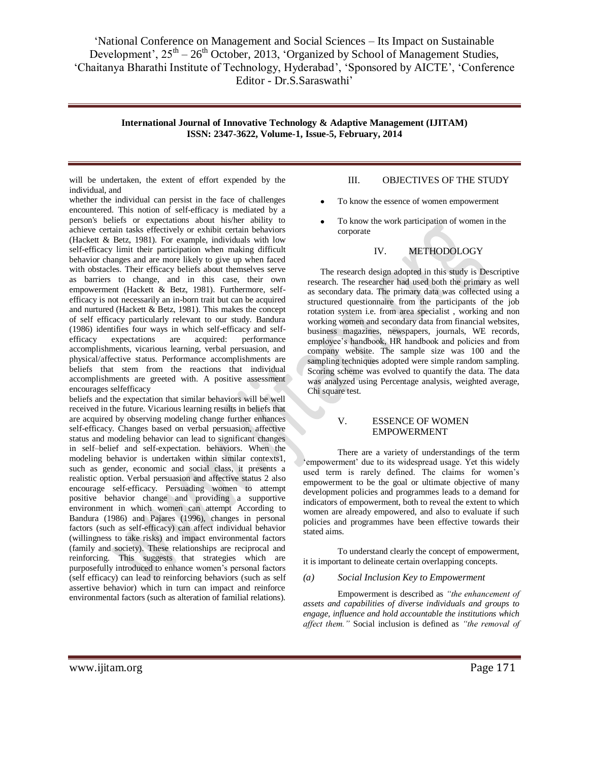will be undertaken, the extent of effort expended by the individual, and

whether the individual can persist in the face of challenges encountered. This notion of self-efficacy is mediated by a person's beliefs or expectations about his/her ability to achieve certain tasks effectively or exhibit certain behaviors (Hackett & Betz, 1981). For example, individuals with low self-efficacy limit their participation when making difficult behavior changes and are more likely to give up when faced with obstacles. Their efficacy beliefs about themselves serve as barriers to change, and in this case, their own empowerment (Hackett & Betz, 1981). Furthermore, self-efficacy is not necessarily an in-born trait but can be acquired and nurtured (Hackett & Betz, 1981). This makes the concept of self efficacy particularly relevant to our study. Bandura (1986) identifies four ways in which self-efficacy and self-efficacy expectations are acquired: performance accomplishments, vicarious learning, verbal persuasion, and physical/affective status. Performance accomplishments are beliefs that stem from the reactions that individual accomplishments are greeted with. A positive assessment encourages selfefficacy

beliefs and the expectation that similar behaviors will be well received in the future. Vicarious learning results in beliefs that are acquired by observing modeling change further enhances self-efficacy. Changes based on verbal persuasion, affective status and modeling behavior can lead to significant changes in self–belief and self-expectation. behaviors. When the modeling behavior is undertaken within similar contexts1, such as gender, economic and social class, it presents a realistic option. Verbal persuasion and affective status 2 also encourage self-efficacy. Persuading women to attempt positive behavior change and providing a supportive environment in which women can attempt According to Bandura (1986) and Pajares (1996), changes in personal factors (such as self-efficacy) can affect individual behavior (willingness to take risks) and impact environmental factors (family and society). These relationships are reciprocal and reinforcing. This suggests that strategies which are purposefully introduced to enhance women's personal factors (self efficacy) can lead to reinforcing behaviors (such as self assertive behavior) which in turn can impact and reinforce environmental factors (such as alteration of familial relations).

## III. OBJECTIVES OF THE STUDY

- To know the essence of women empowerment
- To know the work participation of women in the corporate

## IV. METHODOLOGY

The research design adopted in this study is Descriptive research. The researcher had used both the primary as well as secondary data. The primary data was collected using a structured questionnaire from the participants of the job rotation system i.e. from area specialist , working and non working women and secondary data from financial websites, business magazines, newspapers, journals, WE records, employee's handbook, HR handbook and policies and from company website. The sample size was 100 and the sampling techniques adopted were simple random sampling. Scoring scheme was evolved to quantify the data. The data was analyzed using Percentage analysis, weighted average, Chi square test.

## V. ESSENCE OF WOMEN EMPOWERMENT

There are a variety of understandings of the term 'empowerment' due to its widespread usage. Yet this widely used term is rarely defined. The claims for women's empowerment to be the goal or ultimate objective of many development policies and programmes leads to a demand for indicators of empowerment, both to reveal the extent to which women are already empowered, and also to evaluate if such policies and programmes have been effective towards their stated aims.

To understand clearly the concept of empowerment, it is important to delineate certain overlapping concepts.

### *(a) Social Inclusion Key to Empowerment*

Empowerment is described as *"the enhancement of assets and capabilities of diverse individuals and groups to engage, influence and hold accountable the institutions which affect them."* Social inclusion is defined as *"the removal of*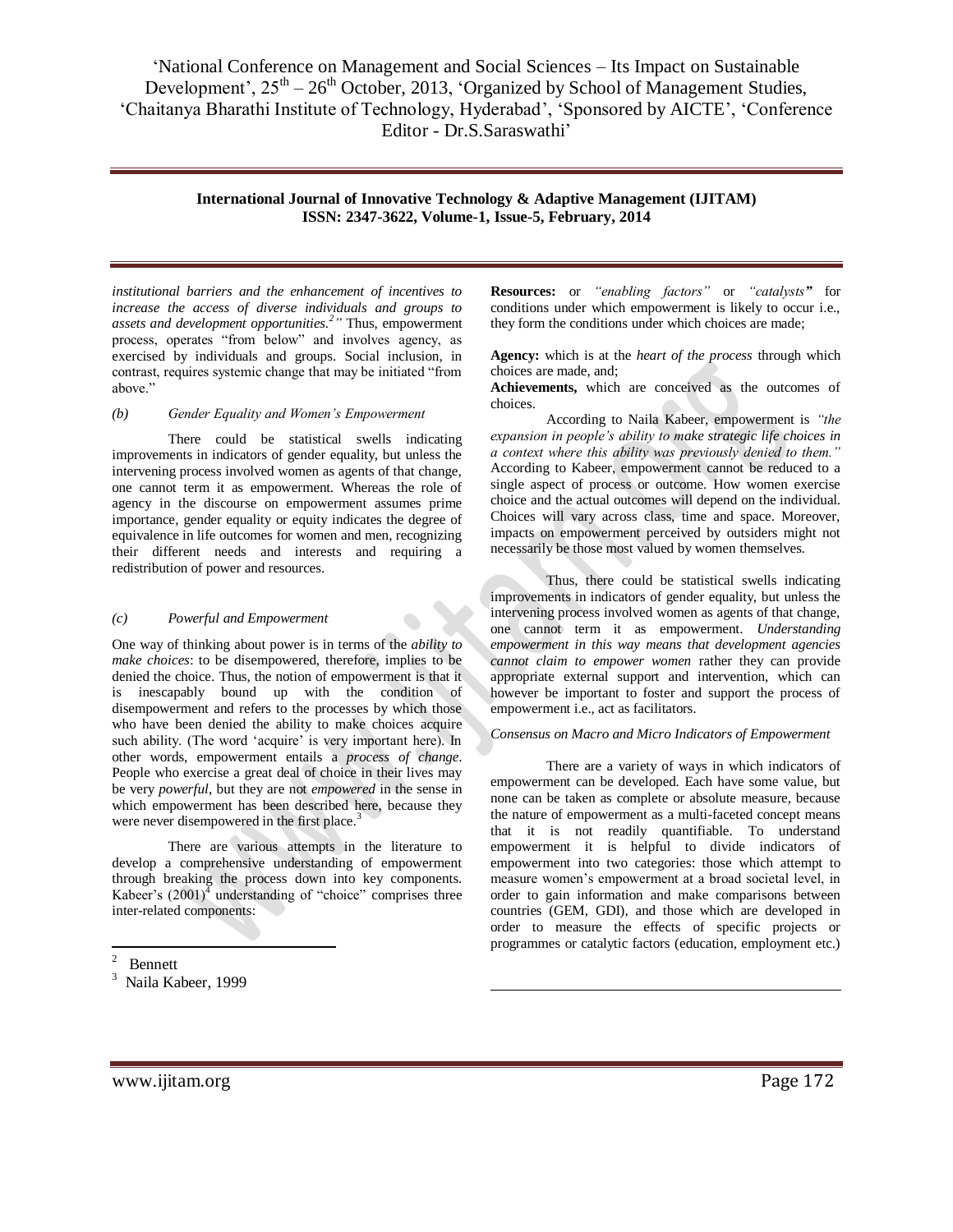*institutional barriers and the enhancement of incentives to increase the access of diverse individuals and groups to assets and development opportunities.*[2]*"* Thus, empowerment process, operates "from below" and involves agency, as exercised by individuals and groups. Social inclusion, in contrast, requires systemic change that may be initiated "from above."

*(b) Gender Equality and Women's Empowerment*

There could be statistical swells indicating improvements in indicators of gender equality, but unless the intervening process involved women as agents of that change, one cannot term it as empowerment. Whereas the role of agency in the discourse on empowerment assumes prime importance, gender equality or equity indicates the degree of equivalence in life outcomes for women and men, recognizing their different needs and interests and requiring a redistribution of power and resources.

*(c) Powerful and Empowerment*

One way of thinking about power is in terms of the *ability to make choices*: to be disempowered, therefore, implies to be denied the choice. Thus, the notion of empowerment is that it is inescapably bound up with the condition of disempowerment and refers to the processes by which those who have been denied the ability to make choices acquire such ability. (The word 'acquire' is very important here). In other words, empowerment entails a *process of change*. People who exercise a great deal of choice in their lives may be very *powerful*, but they are not *empowered* in the sense in which empowerment has been described here, because they were never disempowered in the first place.[3]

There are various attempts in the literature to develop a comprehensive understanding of empowerment through breaking the process down into key components. Kabeer's (2001)[4] understanding of "choice" comprises three inter-related components:

**Resources:** or *"enabling factors"* or *"catalysts"* for conditions under which empowerment is likely to occur i.e., they form the conditions under which choices are made;

**Agency:** which is at the *heart of the process* through which choices are made, and;

**Achievements,** which are conceived as the outcomes of choices.

According to Naila Kabeer, empowerment is *"the expansion in people's ability to make strategic life choices in a context where this ability was previously denied to them."* According to Kabeer, empowerment cannot be reduced to a single aspect of process or outcome. How women exercise choice and the actual outcomes will depend on the individual. Choices will vary across class, time and space. Moreover, impacts on empowerment perceived by outsiders might not necessarily be those most valued by women themselves.

Thus, there could be statistical swells indicating improvements in indicators of gender equality, but unless the intervening process involved women as agents of that change, one cannot term it as empowerment. *Understanding empowerment in this way means that development agencies cannot claim to empower women* rather they can provide appropriate external support and intervention, which can however be important to foster and support the process of empowerment i.e., act as facilitators.

*Consensus on Macro and Micro Indicators of Empowerment*

There are a variety of ways in which indicators of empowerment can be developed. Each have some value, but none can be taken as complete or absolute measure, because the nature of empowerment as a multi-faceted concept means that it is not readily quantifiable. To understand empowerment it is helpful to divide indicators of empowerment into two categories: those which attempt to measure women's empowerment at a broad societal level, in order to gain information and make comparisons between countries (GEM, GDI), and those which are developed in order to measure the effects of specific projects or programmes or catalytic factors (education, employment etc.)

---

[2] Bennett

[3] Naila Kabeer, 1999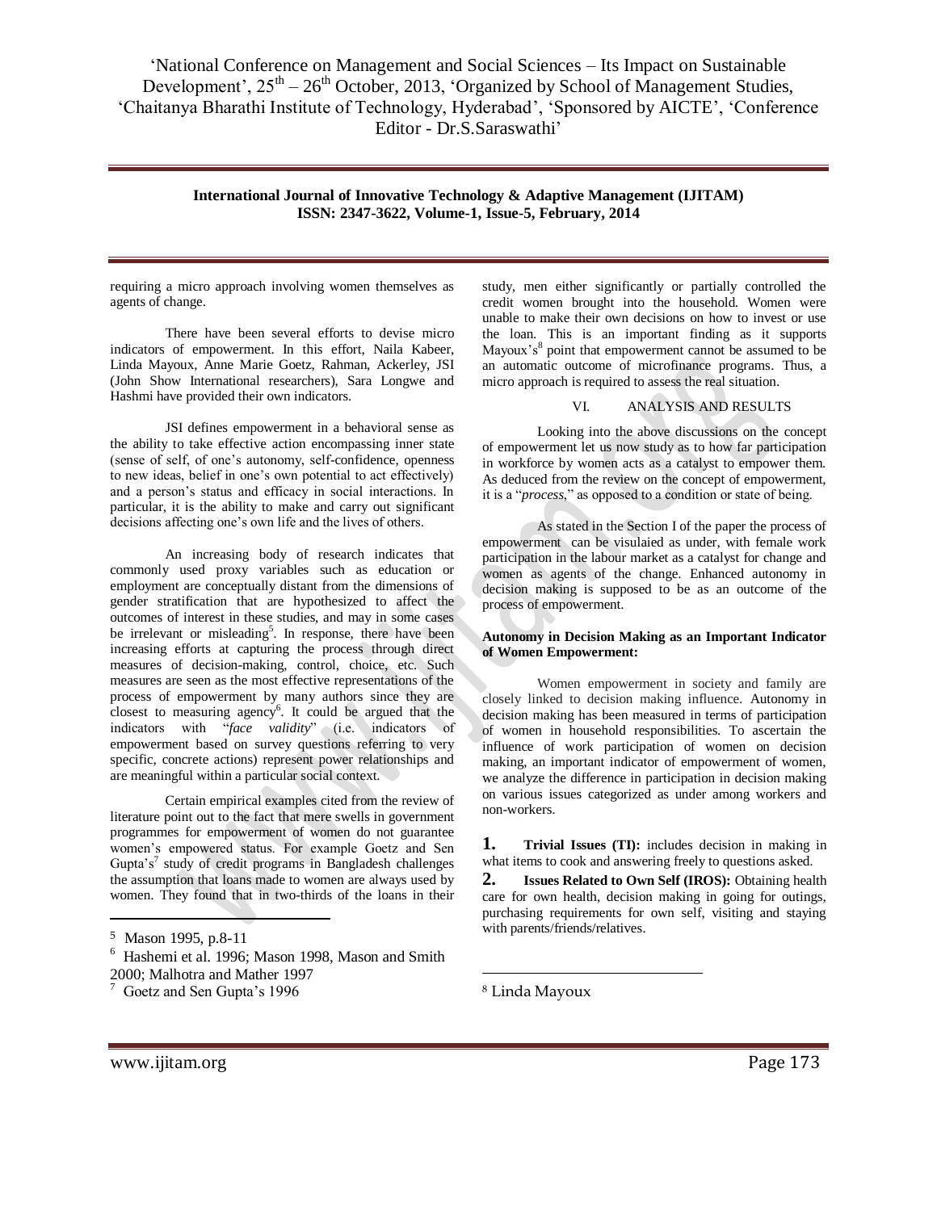requiring a micro approach involving women themselves as agents of change.

There have been several efforts to devise micro indicators of empowerment. In this effort, Naila Kabeer, Linda Mayoux, Anne Marie Goetz, Rahman, Ackerley, JSI (John Show International researchers), Sara Longwe and Hashmi have provided their own indicators.

JSI defines empowerment in a behavioral sense as the ability to take effective action encompassing inner state (sense of self, of one's autonomy, self-confidence, openness to new ideas, belief in one's own potential to act effectively) and a person's status and efficacy in social interactions. In particular, it is the ability to make and carry out significant decisions affecting one's own life and the lives of others.

An increasing body of research indicates that commonly used proxy variables such as education or employment are conceptually distant from the dimensions of gender stratification that are hypothesized to affect the outcomes of interest in these studies, and may in some cases be irrelevant or misleading[5]. In response, there have been increasing efforts at capturing the process through direct measures of decision-making, control, choice, etc. Such measures are seen as the most effective representations of the process of empowerment by many authors since they are closest to measuring agency[6]. It could be argued that the indicators with "*face validity*" (i.e. indicators of empowerment based on survey questions referring to very specific, concrete actions) represent power relationships and are meaningful within a particular social context.

Certain empirical examples cited from the review of literature point out to the fact that mere swells in government programmes for empowerment of women do not guarantee women's empowered status. For example Goetz and Sen Gupta's[7] study of credit programs in Bangladesh challenges the assumption that loans made to women are always used by women. They found that in two-thirds of the loans in their study, men either significantly or partially controlled the credit women brought into the household. Women were unable to make their own decisions on how to invest or use the loan. This is an important finding as it supports Mayoux's[8] point that empowerment cannot be assumed to be an automatic outcome of microfinance programs. Thus, a micro approach is required to assess the real situation.

## VI. ANALYSIS AND RESULTS

Looking into the above discussions on the concept of empowerment let us now study as to how far participation in workforce by women acts as a catalyst to empower them. As deduced from the review on the concept of empowerment, it is a "*process*," as opposed to a condition or state of being.

As stated in the Section I of the paper the process of empowerment can be visulaied as under, with female work participation in the labour market as a catalyst for change and women as agents of the change. Enhanced autonomy in decision making is supposed to be as an outcome of the process of empowerment.

**Autonomy in Decision Making as an Important Indicator of Women Empowerment:**

Women empowerment in society and family are closely linked to decision making influence. Autonomy in decision making has been measured in terms of participation of women in household responsibilities. To ascertain the influence of work participation of women on decision making, an important indicator of empowerment of women, we analyze the difference in participation in decision making on various issues categorized as under among workers and non-workers.

**1. Trivial Issues (TI):** includes decision in making in what items to cook and answering freely to questions asked.

**2. Issues Related to Own Self (IROS):** Obtaining health care for own health, decision making in going for outings, purchasing requirements for own self, visiting and staying with parents/friends/relatives.

---

[5] Mason 1995, p.8-11

[6] Hashemi et al. 1996; Mason 1998, Mason and Smith 2000; Malhotra and Mather 1997

[7] Goetz and Sen Gupta's 1996

[8] Linda Mayoux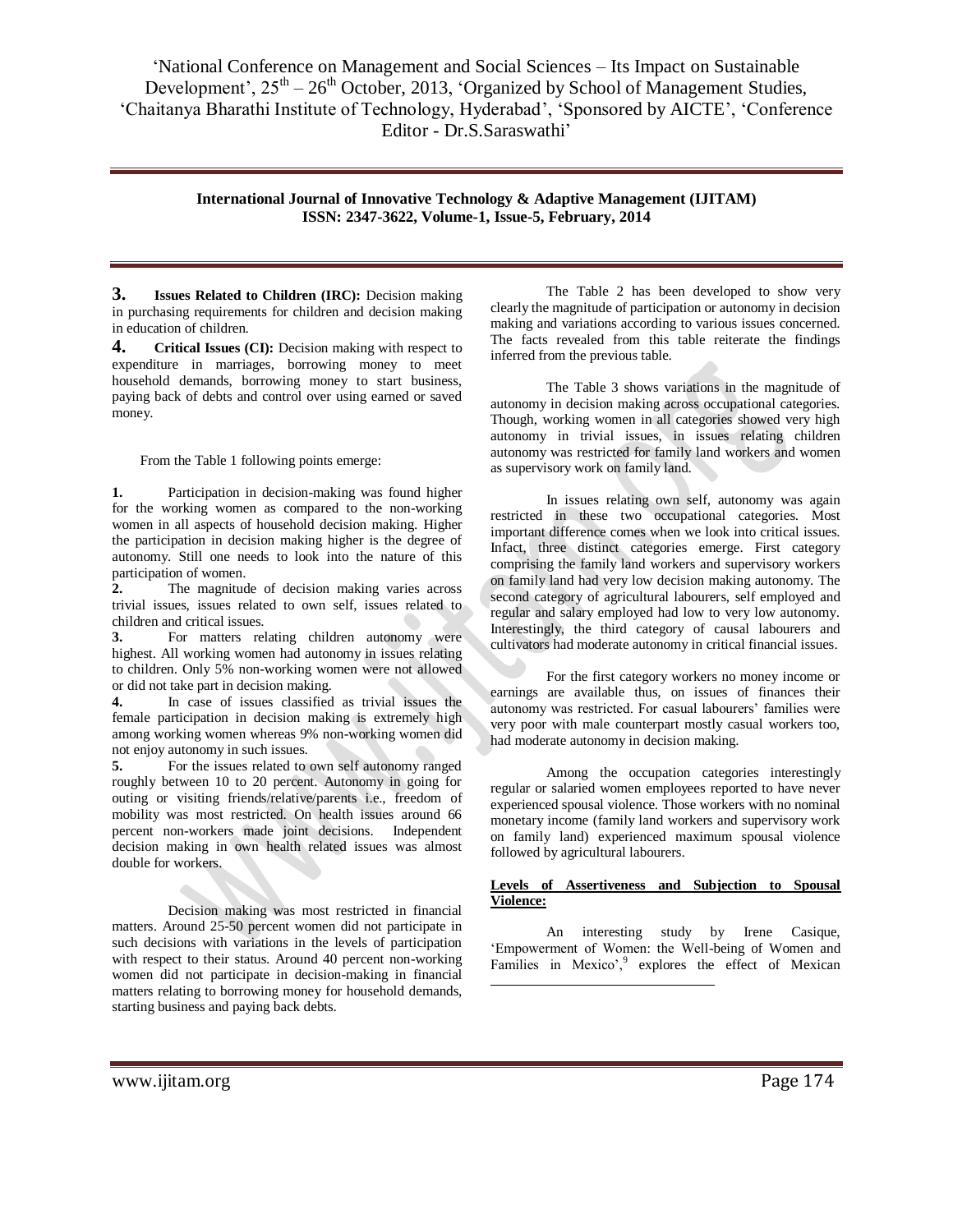**3. Issues Related to Children (IRC):** Decision making in purchasing requirements for children and decision making in education of children.

**4. Critical Issues (CI):** Decision making with respect to expenditure in marriages, borrowing money to meet household demands, borrowing money to start business, paying back of debts and control over using earned or saved money.

From the Table 1 following points emerge:

1. Participation in decision-making was found higher for the working women as compared to the non-working women in all aspects of household decision making. Higher the participation in decision making higher is the degree of autonomy. Still one needs to look into the nature of this participation of women.
2. The magnitude of decision making varies across trivial issues, issues related to own self, issues related to children and critical issues.
3. For matters relating children autonomy were highest. All working women had autonomy in issues relating to children. Only 5% non-working women were not allowed or did not take part in decision making.
4. In case of issues classified as trivial issues the female participation in decision making is extremely high among working women whereas 9% non-working women did not enjoy autonomy in such issues.
5. For the issues related to own self autonomy ranged roughly between 10 to 20 percent. Autonomy in going for outing or visiting friends/relative/parents i.e., freedom of mobility was most restricted. On health issues around 66 percent non-workers made joint decisions. Independent decision making in own health related issues was almost double for workers.

Decision making was most restricted in financial matters. Around 25-50 percent women did not participate in such decisions with variations in the levels of participation with respect to their status. Around 40 percent non-working women did not participate in decision-making in financial matters relating to borrowing money for household demands, starting business and paying back debts.

The Table 2 has been developed to show very clearly the magnitude of participation or autonomy in decision making and variations according to various issues concerned. The facts revealed from this table reiterate the findings inferred from the previous table.

The Table 3 shows variations in the magnitude of autonomy in decision making across occupational categories. Though, working women in all categories showed very high autonomy in trivial issues, in issues relating children autonomy was restricted for family land workers and women as supervisory work on family land.

In issues relating own self, autonomy was again restricted in these two occupational categories. Most important difference comes when we look into critical issues. Infact, three distinct categories emerge. First category comprising the family land workers and supervisory workers on family land had very low decision making autonomy. The second category of agricultural labourers, self employed and regular and salary employed had low to very low autonomy. Interestingly, the third category of causal labourers and cultivators had moderate autonomy in critical financial issues.

For the first category workers no money income or earnings are available thus, on issues of finances their autonomy was restricted. For casual labourers' families were very poor with male counterpart mostly casual workers too, had moderate autonomy in decision making.

Among the occupation categories interestingly regular or salaried women employees reported to have never experienced spousal violence. Those workers with no nominal monetary income (family land workers and supervisory work on family land) experienced maximum spousal violence followed by agricultural labourers.

**Levels of Assertiveness and Subjection to Spousal Violence:**

An interesting study by Irene Casique, 'Empowerment of Women: the Well-being of Women and Families in Mexico',[9] explores the effect of Mexican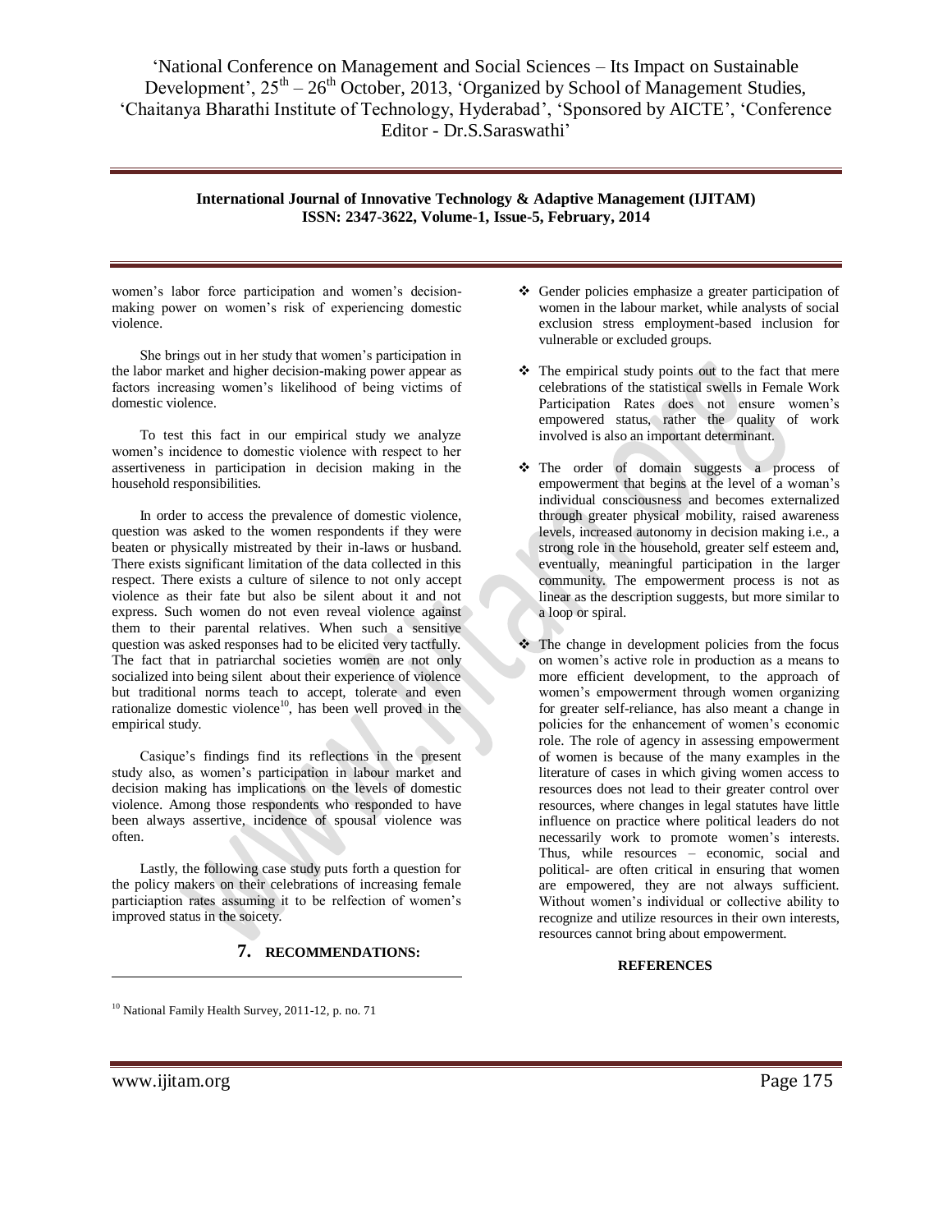women's labor force participation and women's decision-making power on women's risk of experiencing domestic violence.

She brings out in her study that women's participation in the labor market and higher decision-making power appear as factors increasing women's likelihood of being victims of domestic violence.

To test this fact in our empirical study we analyze women's incidence to domestic violence with respect to her assertiveness in participation in decision making in the household responsibilities.

In order to access the prevalence of domestic violence, question was asked to the women respondents if they were beaten or physically mistreated by their in-laws or husband. There exists significant limitation of the data collected in this respect. There exists a culture of silence to not only accept violence as their fate but also be silent about it and not express. Such women do not even reveal violence against them to their parental relatives. When such a sensitive question was asked responses had to be elicited very tactfully. The fact that in patriarchal societies women are not only socialized into being silent about their experience of violence but traditional norms teach to accept, tolerate and even rationalize domestic violence[10], has been well proved in the empirical study.

Casique's findings find its reflections in the present study also, as women's participation in labour market and decision making has implications on the levels of domestic violence. Among those respondents who responded to have been always assertive, incidence of spousal violence was often.

Lastly, the following case study puts forth a question for the policy makers on their celebrations of increasing female particiaption rates assuming it to be relfection of women's improved status in the soicety.

## 7. RECOMMENDATIONS:

- Gender policies emphasize a greater participation of women in the labour market, while analysts of social exclusion stress employment-based inclusion for vulnerable or excluded groups.
- The empirical study points out to the fact that mere celebrations of the statistical swells in Female Work Participation Rates does not ensure women's empowered status, rather the quality of work involved is also an important determinant.
- The order of domain suggests a process of empowerment that begins at the level of a woman's individual consciousness and becomes externalized through greater physical mobility, raised awareness levels, increased autonomy in decision making i.e., a strong role in the household, greater self esteem and, eventually, meaningful participation in the larger community. The empowerment process is not as linear as the description suggests, but more similar to a loop or spiral.
- The change in development policies from the focus on women's active role in production as a means to more efficient development, to the approach of women's empowerment through women organizing for greater self-reliance, has also meant a change in policies for the enhancement of women's economic role. The role of agency in assessing empowerment of women is because of the many examples in the literature of cases in which giving women access to resources does not lead to their greater control over resources, where changes in legal statutes have little influence on practice where political leaders do not necessarily work to promote women's interests. Thus, while resources – economic, social and political- are often critical in ensuring that women are empowered, they are not always sufficient. Without women's individual or collective ability to recognize and utilize resources in their own interests, resources cannot bring about empowerment.

**REFERENCES**

[10] National Family Health Survey, 2011-12, p. no. 71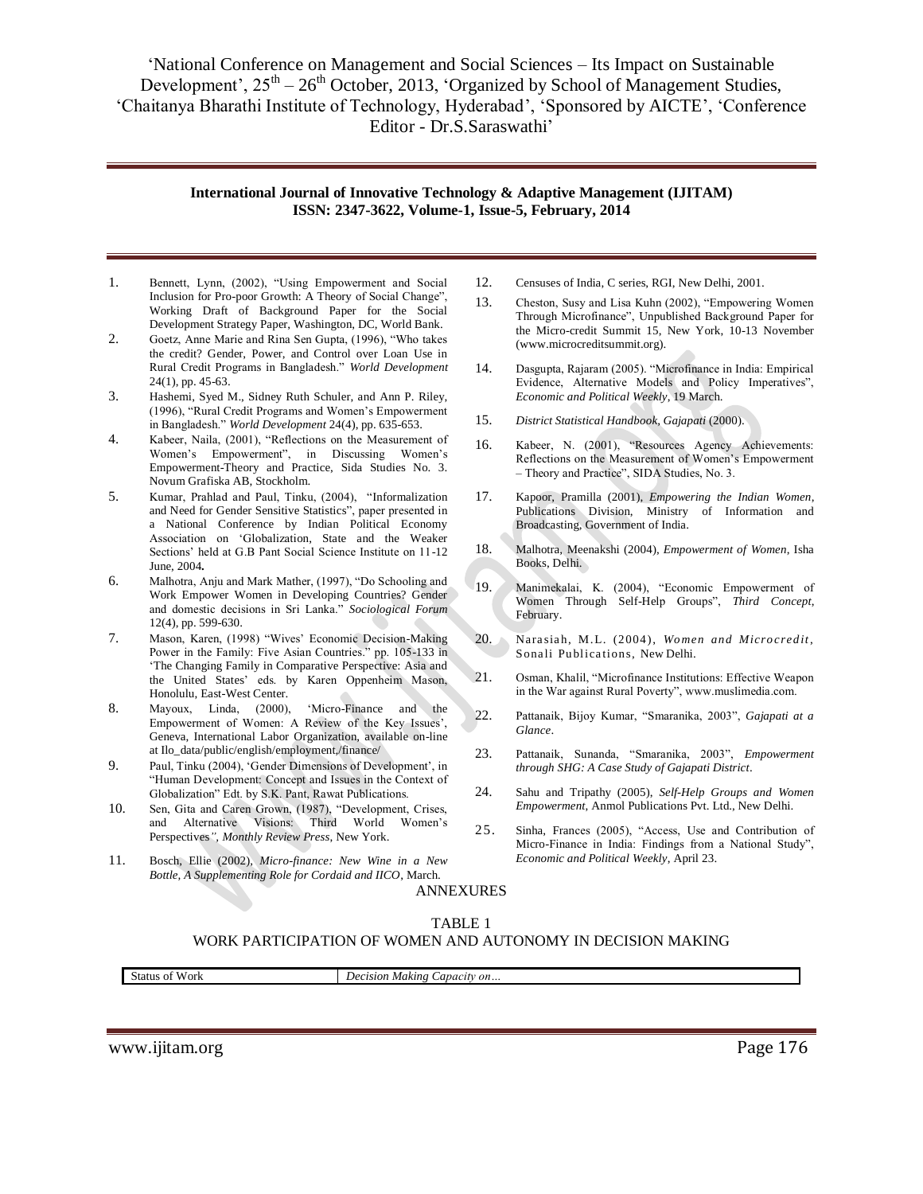1. Bennett, Lynn, (2002), "Using Empowerment and Social Inclusion for Pro-poor Growth: A Theory of Social Change", Working Draft of Background Paper for the Social Development Strategy Paper, Washington, DC, World Bank.
2. Goetz, Anne Marie and Rina Sen Gupta, (1996), "Who takes the credit? Gender, Power, and Control over Loan Use in Rural Credit Programs in Bangladesh." *World Development* 24(1), pp. 45-63.
3. Hashemi, Syed M., Sidney Ruth Schuler, and Ann P. Riley, (1996), "Rural Credit Programs and Women's Empowerment in Bangladesh." *World Development* 24(4), pp. 635-653.
4. Kabeer, Naila, (2001), "Reflections on the Measurement of Women's Empowerment", in Discussing Women's Empowerment-Theory and Practice, Sida Studies No. 3. Novum Grafiska AB, Stockholm.
5. Kumar, Prahlad and Paul, Tinku, (2004), "Informalization and Need for Gender Sensitive Statistics", paper presented in a National Conference by Indian Political Economy Association on 'Globalization, State and the Weaker Sections' held at G.B Pant Social Science Institute on 11-12 June, 2004**.**
6. Malhotra, Anju and Mark Mather, (1997), "Do Schooling and Work Empower Women in Developing Countries? Gender and domestic decisions in Sri Lanka." *Sociological Forum* 12(4), pp. 599-630.
7. Mason, Karen, (1998) "Wives' Economic Decision-Making Power in the Family: Five Asian Countries." pp. 105-133 in 'The Changing Family in Comparative Perspective: Asia and the United States' eds. by Karen Oppenheim Mason, Honolulu, East-West Center.
8. Mayoux, Linda, (2000), 'Micro-Finance and the Empowerment of Women: A Review of the Key Issues', Geneva, International Labor Organization, available on-line at Ilo_data/public/english/employment,/finance/
9. Paul, Tinku (2004), 'Gender Dimensions of Development', in "Human Development: Concept and Issues in the Context of Globalization" Edt. by S.K. Pant, Rawat Publications.
10. Sen, Gita and Caren Grown, (1987), "Development, Crises, and Alternative Visions: Third World Women's Perspectives*", Monthly Review Press*, New York.
11. Bosch, Ellie (2002), *Micro-finance: New Wine in a New Bottle, A Supplementing Role for Cordaid and IICO*, March.
12. Censuses of India, C series, RGI, New Delhi, 2001.
13. Cheston, Susy and Lisa Kuhn (2002), "Empowering Women Through Microfinance", Unpublished Background Paper for the Micro-credit Summit 15, New York, 10-13 November (www.microcreditsummit.org).
14. Dasgupta, Rajaram (2005). "Microfinance in India: Empirical Evidence, Alternative Models and Policy Imperatives", *Economic and Political Weekly*, 19 March.
15. *District Statistical Handbook, Gajapati* (2000).
16. Kabeer, N. (2001), "Resources Agency Achievements: Reflections on the Measurement of Women's Empowerment – Theory and Practice", SIDA Studies, No. 3.
17. Kapoor, Pramilla (2001), *Empowering the Indian Women*, Publications Division, Ministry of Information and Broadcasting, Government of India.
18. Malhotra, Meenakshi (2004), *Empowerment of Women*, Isha Books, Delhi.
19. Manimekalai, K. (2004), "Economic Empowerment of Women Through Self-Help Groups", *Third Concept*, February.
20. Narasiah, M.L. (2004), *Women and Microcredit*, Sonali Publications, New Delhi.
21. Osman, Khalil, "Microfinance Institutions: Effective Weapon in the War against Rural Poverty", www.muslimedia.com.
22. Pattanaik, Bijoy Kumar, "Smaranika, 2003", *Gajapati at a Glance*.
23. Pattanaik, Sunanda, "Smaranika, 2003", *Empowerment through SHG: A Case Study of Gajapati District*.
24. Sahu and Tripathy (2005), *Self-Help Groups and Women Empowerment*, Anmol Publications Pvt. Ltd., New Delhi.
25. Sinha, Frances (2005), "Access, Use and Contribution of Micro-Finance in India: Findings from a National Study", *Economic and Political Weekly*, April 23.

## ANNEXURES

### TABLE 1
### WORK PARTICIPATION OF WOMEN AND AUTONOMY IN DECISION MAKING

| Status of Work | *Decision Making Capacity on…* |
|---|---|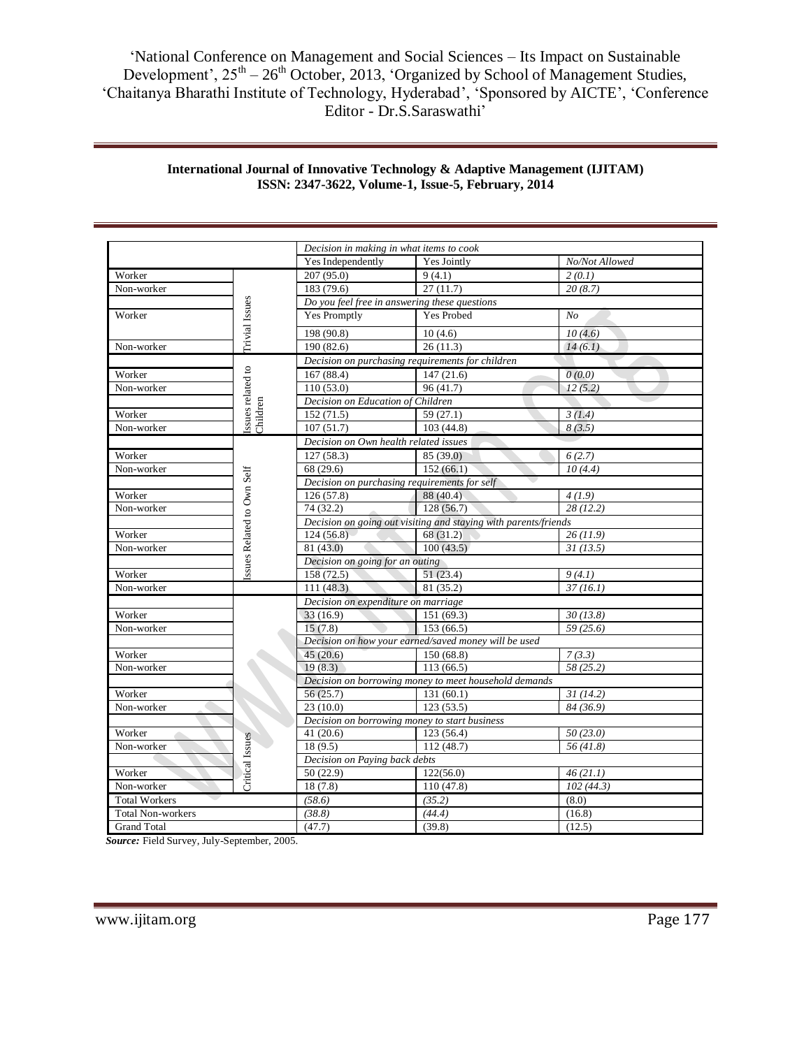| | | Yes Independently | Yes Jointly | No/Not Allowed |
|---|---|---|---|---|
| | | *Decision in making in what items to cook* | | |
| Worker | Trivial Issues | 207 (95.0) | 9 (4.1) | *2 (0.1)* |
| Non-worker | | 183 (79.6) | 27 (11.7) | *20 (8.7)* |
| | | *Do you feel free in answering these questions* | | |
| Worker | | Yes Promptly | Yes Probed | *No* |
| | | 198 (90.8) | 10 (4.6) | *10 (4.6)* |
| Non-worker | | 190 (82.6) | 26 (11.3) | *14 (6.1)* |
| | Issues related to Children | *Decision on purchasing requirements for children* | | |
| Worker | | 167 (88.4) | 147 (21.6) | *0 (0.0)* |
| Non-worker | | 110 (53.0) | 96 (41.7) | *12 (5.2)* |
| | | *Decision on Education of Children* | | |
| Worker | | 152 (71.5) | 59 (27.1) | *3 (1.4)* |
| Non-worker | | 107 (51.7) | 103 (44.8) | *8 (3.5)* |
| | Issues Related to Own Self | *Decision on Own health related issues* | | |
| Worker | | 127 (58.3) | 85 (39.0) | *6 (2.7)* |
| Non-worker | | 68 (29.6) | 152 (66.1) | *10 (4.4)* |
| | | *Decision on purchasing requirements for self* | | |
| Worker | | 126 (57.8) | 88 (40.4) | *4 (1.9)* |
| Non-worker | | 74 (32.2) | 128 (56.7) | *28 (12.2)* |
| | | *Decision on going out visiting and staying with parents/friends* | | |
| Worker | | 124 (56.8) | 68 (31.2) | *26 (11.9)* |
| Non-worker | | 81 (43.0) | 100 (43.5) | *31 (13.5)* |
| | | *Decision on going for an outing* | | |
| Worker | | 158 (72.5) | 51 (23.4) | *9 (4.1)* |
| Non-worker | | 111 (48.3) | 81 (35.2) | *37 (16.1)* |
| | Critical Issues | *Decision on expenditure on marriage* | | |
| Worker | | 33 (16.9) | 151 (69.3) | *30 (13.8)* |
| Non-worker | | 15 (7.8) | 153 (66.5) | *59 (25.6)* |
| | | *Decision on how your earned/saved money will be used* | | |
| Worker | | 45 (20.6) | 150 (68.8) | *7 (3.3)* |
| Non-worker | | 19 (8.3) | 113 (66.5) | *58 (25.2)* |
| | | *Decision on borrowing money to meet household demands* | | |
| Worker | | 56 (25.7) | 131 (60.1) | *31 (14.2)* |
| Non-worker | | 23 (10.0) | 123 (53.5) | *84 (36.9)* |
| | | *Decision on borrowing money to start business* | | |
| Worker | | 41 (20.6) | 123 (56.4) | *50 (23.0)* |
| Non-worker | | 18 (9.5) | 112 (48.7) | *56 (41.8)* |
| | | *Decision on Paying back debts* | | |
| Worker | | 50 (22.9) | 122(56.0) | *46 (21.1)* |
| Non-worker | | 18 (7.8) | 110 (47.8) | *102 (44.3)* |
| Total Workers | | *(58.6)* | *(35.2)* | (8.0) |
| Total Non-workers | | *(38.8)* | *(44.4)* | (16.8) |
| Grand Total | | (47.7) | (39.8) | (12.5) |

***Source:*** Field Survey, July-September, 2005.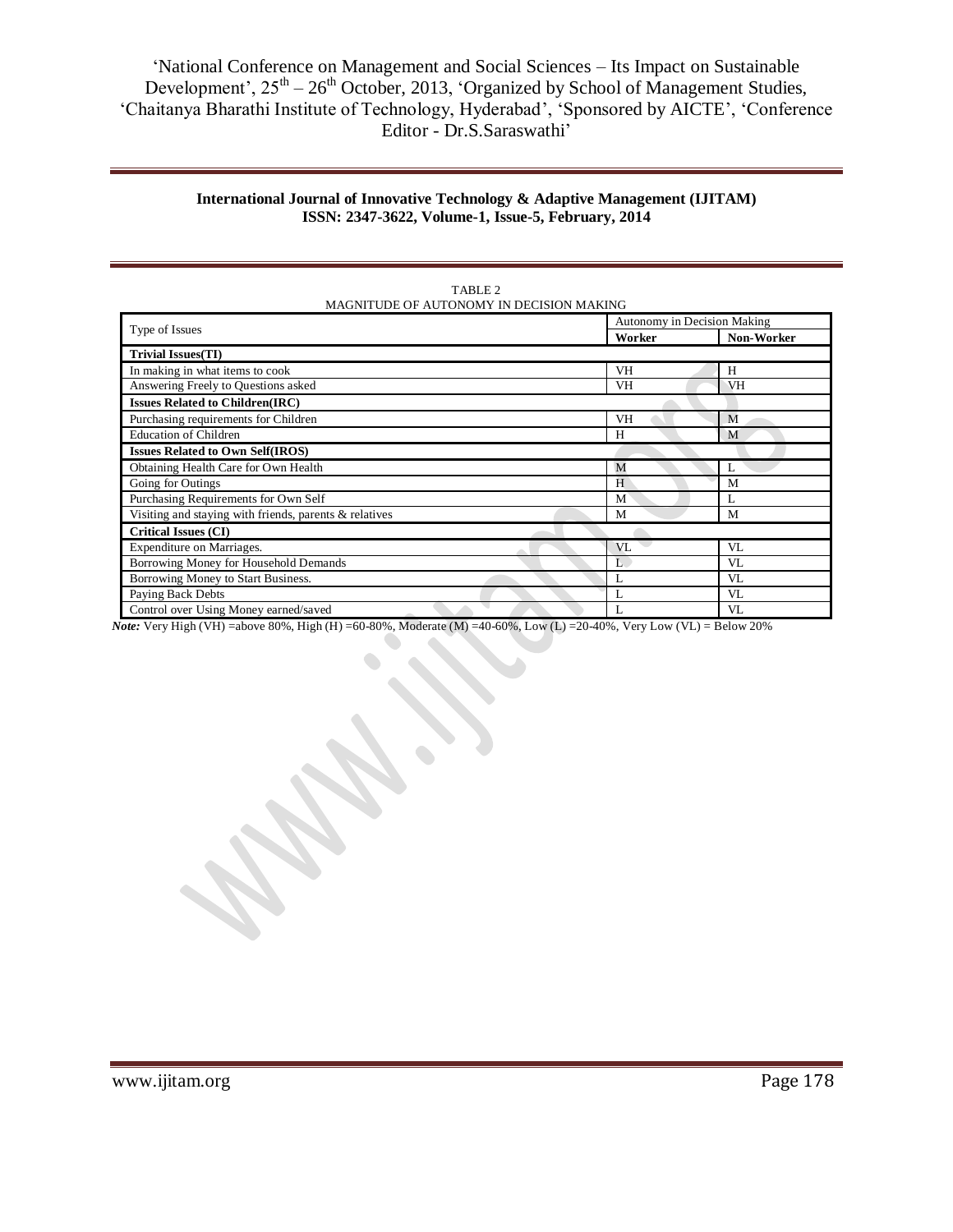TABLE 2
MAGNITUDE OF AUTONOMY IN DECISION MAKING

| Type of Issues | Autonomy in Decision Making | |
|---|---|---|
| | **Worker** | **Non-Worker** |
| **Trivial Issues(TI)** | | |
| In making in what items to cook | VH | H |
| Answering Freely to Questions asked | VH | VH |
| **Issues Related to Children(IRC)** | | |
| Purchasing requirements for Children | VH | M |
| Education of Children | H | M |
| **Issues Related to Own Self(IROS)** | | |
| Obtaining Health Care for Own Health | M | L |
| Going for Outings | H | M |
| Purchasing Requirements for Own Self | M | L |
| Visiting and staying with friends, parents & relatives | M | M |
| **Critical Issues (CI)** | | |
| Expenditure on Marriages. | VL | VL |
| Borrowing Money for Household Demands | L | VL |
| Borrowing Money to Start Business. | L | VL |
| Paying Back Debts | L | VL |
| Control over Using Money earned/saved | L | VL |

*Note:* Very High (VH) =above 80%, High (H) =60-80%, Moderate (M) =40-60%, Low (L) =20-40%, Very Low (VL) = Below 20%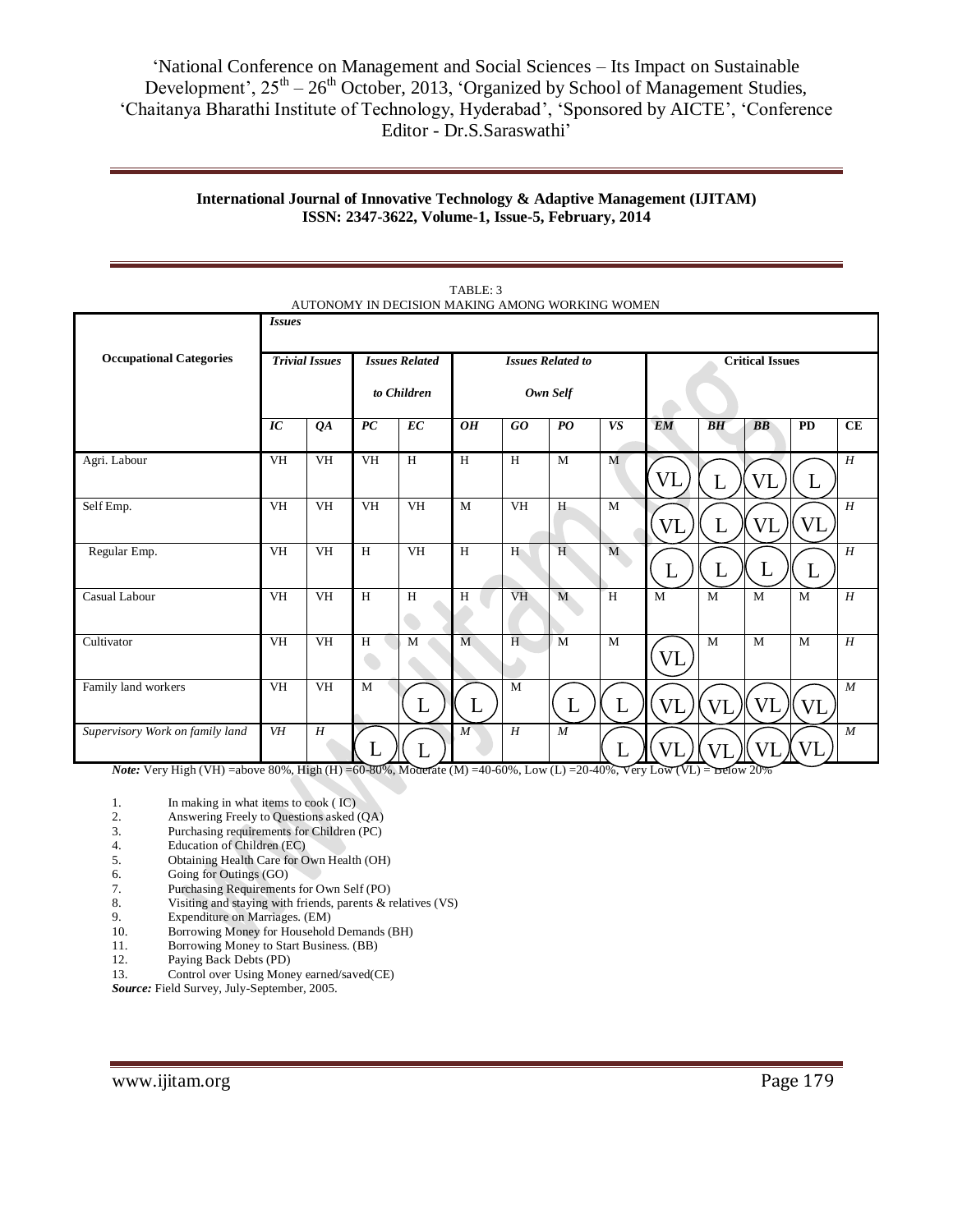TABLE: 3
AUTONOMY IN DECISION MAKING AMONG WORKING WOMEN

| Occupational Categories | *Issues* | | | | | | | | | | | | |
|---|---|---|---|---|---|---|---|---|---|---|---|---|---|
| | *Trivial Issues* | | *Issues Related to Children* | | *Issues Related to Own Self* | | | | Critical Issues | | | | |
| | *IC* | *QA* | *PC* | *EC* | *OH* | *GO* | *PO* | *VS* | *EM* | *BH* | *BB* | PD | CE |
| Agri. Labour | VH | VH | VH | H | H | H | M | M | VL | L | VL | L | *H* |
| Self Emp. | VH | VH | VH | VH | M | VH | H | M | VL | L | VL | VL | *H* |
| Regular Emp. | VH | VH | H | VH | H | H | H | M | L | L | L | L | *H* |
| Casual Labour | VH | VH | H | H | H | VH | M | H | M | M | M | M | *H* |
| Cultivator | VH | VH | H | M | M | H | M | M | VL | M | M | M | *H* |
| Family land workers | VH | VH | M | L | L | M | L | L | VL | VL | VL | VL | *M* |
| *Supervisory Work on family land* | *VH* | *H* | L | L | *M* | *H* | *M* | L | VL | VL | VL | VL | *M* |

***Note:*** Very High (VH) =above 80%, High (H) =60-80%, Moderate (M) =40-60%, Low (L) =20-40%, Very Low (VL) = Below 20%

1. In making in what items to cook ( IC)
2. Answering Freely to Questions asked (QA)
3. Purchasing requirements for Children (PC)
4. Education of Children (EC)
5. Obtaining Health Care for Own Health (OH)
6. Going for Outings (GO)
7. Purchasing Requirements for Own Self (PO)
8. Visiting and staying with friends, parents & relatives (VS)
9. Expenditure on Marriages. (EM)
10. Borrowing Money for Household Demands (BH)
11. Borrowing Money to Start Business. (BB)
12. Paying Back Debts (PD)
13. Control over Using Money earned/saved(CE)

***Source:*** Field Survey, July-September, 2005.